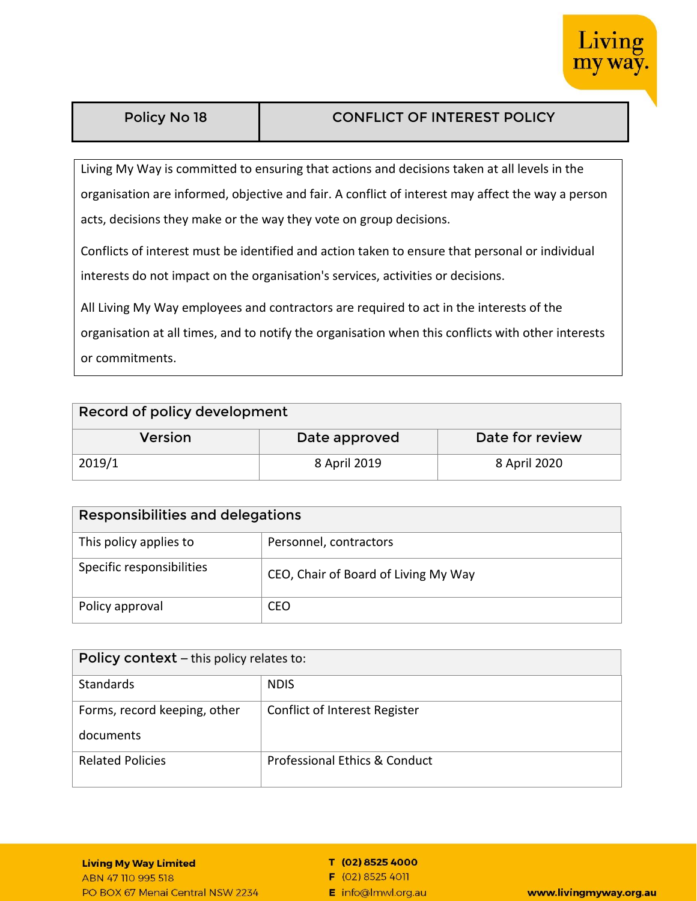| Policy No 18 | CONFLICT OF INTEREST POLICY |
| --- | --- |

Living My Way is committed to ensuring that actions and decisions taken at all levels in the organisation are informed, objective and fair. A conflict of interest may affect the way a person acts, decisions they make or the way they vote on group decisions.

Conflicts of interest must be identified and action taken to ensure that personal or individual interests do not impact on the organisation's services, activities or decisions.

All Living My Way employees and contractors are required to act in the interests of the organisation at all times, and to notify the organisation when this conflicts with other interests or commitments.

| Record of policy development | | |
| --- | --- | --- |
| Version | Date approved | Date for review |
| 2019/1 | 8 April 2019 | 8 April 2020 |

| Responsibilities and delegations | |
| --- | --- |
| This policy applies to | Personnel, contractors |
| Specific responsibilities | CEO, Chair of Board of Living My Way |
| Policy approval | CEO |

| Policy context – this policy relates to: | |
| --- | --- |
| Standards | NDIS |
| Forms, record keeping, other documents | Conflict of Interest Register |
| Related Policies | Professional Ethics & Conduct |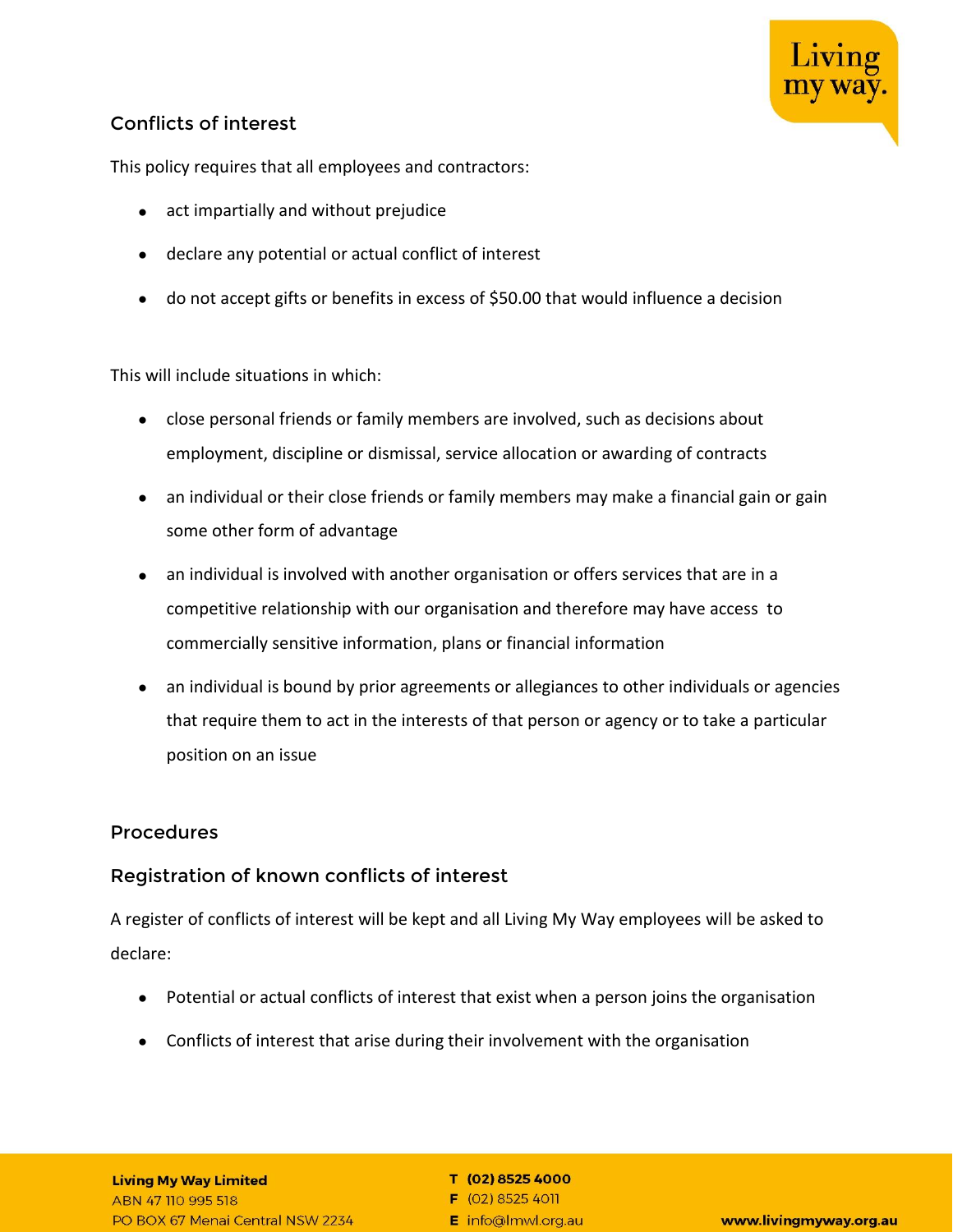## Conflicts of interest

This policy requires that all employees and contractors:

- act impartially and without prejudice
- declare any potential or actual conflict of interest
- do not accept gifts or benefits in excess of $50.00 that would influence a decision

This will include situations in which:

- close personal friends or family members are involved, such as decisions about employment, discipline or dismissal, service allocation or awarding of contracts
- an individual or their close friends or family members may make a financial gain or gain some other form of advantage
- an individual is involved with another organisation or offers services that are in a competitive relationship with our organisation and therefore may have access to commercially sensitive information, plans or financial information
- an individual is bound by prior agreements or allegiances to other individuals or agencies that require them to act in the interests of that person or agency or to take a particular position on an issue

## Procedures

### Registration of known conflicts of interest

A register of conflicts of interest will be kept and all Living My Way employees will be asked to declare:

- Potential or actual conflicts of interest that exist when a person joins the organisation
- Conflicts of interest that arise during their involvement with the organisation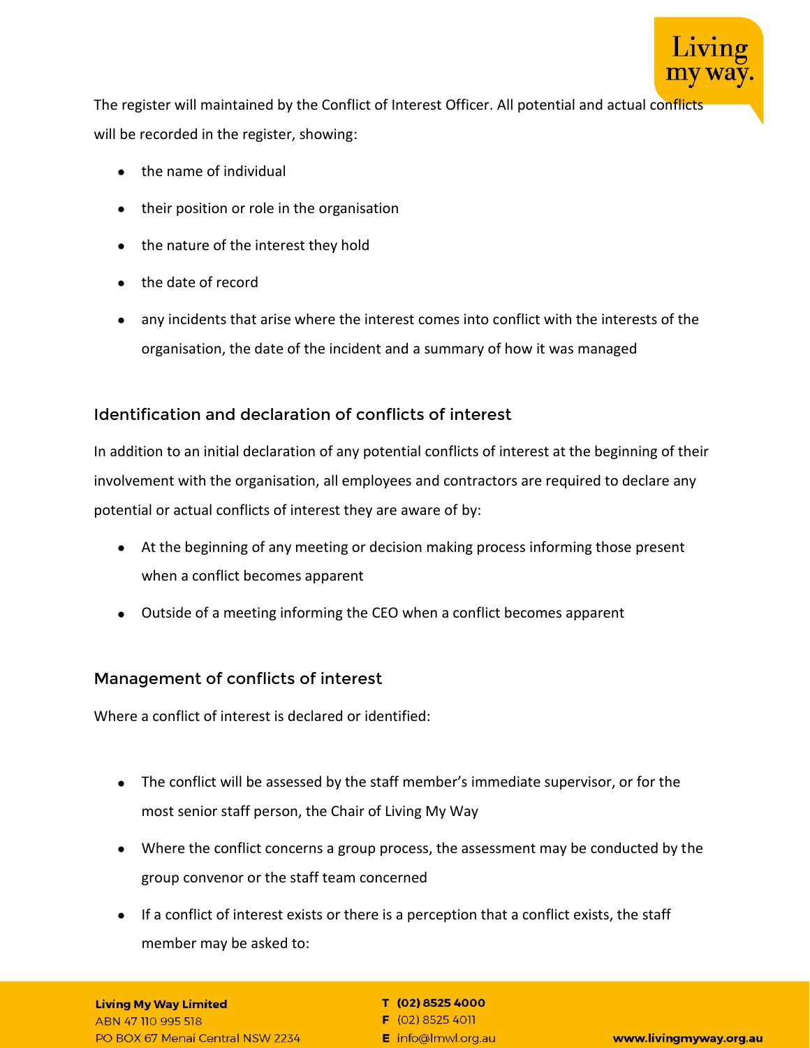The register will maintained by the Conflict of Interest Officer. All potential and actual conflicts will be recorded in the register, showing:

- the name of individual
- their position or role in the organisation
- the nature of the interest they hold
- the date of record
- any incidents that arise where the interest comes into conflict with the interests of the organisation, the date of the incident and a summary of how it was managed

## Identification and declaration of conflicts of interest

In addition to an initial declaration of any potential conflicts of interest at the beginning of their involvement with the organisation, all employees and contractors are required to declare any potential or actual conflicts of interest they are aware of by:

- At the beginning of any meeting or decision making process informing those present when a conflict becomes apparent
- Outside of a meeting informing the CEO when a conflict becomes apparent

## Management of conflicts of interest

Where a conflict of interest is declared or identified:

- The conflict will be assessed by the staff member's immediate supervisor, or for the most senior staff person, the Chair of Living My Way
- Where the conflict concerns a group process, the assessment may be conducted by the group convenor or the staff team concerned
- If a conflict of interest exists or there is a perception that a conflict exists, the staff member may be asked to: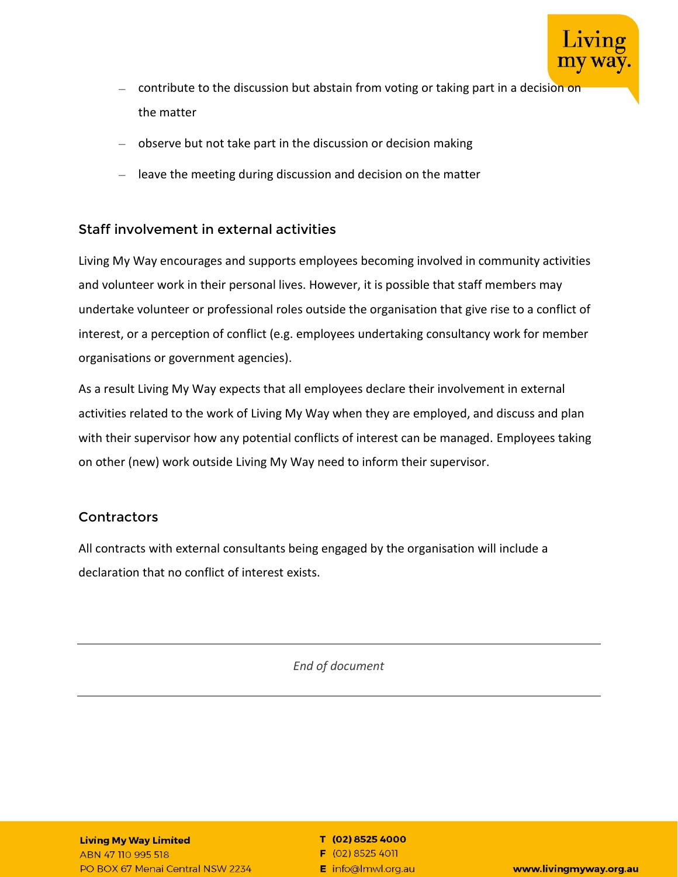- contribute to the discussion but abstain from voting or taking part in a decision on the matter
- observe but not take part in the discussion or decision making
- leave the meeting during discussion and decision on the matter

## Staff involvement in external activities

Living My Way encourages and supports employees becoming involved in community activities and volunteer work in their personal lives. However, it is possible that staff members may undertake volunteer or professional roles outside the organisation that give rise to a conflict of interest, or a perception of conflict (e.g. employees undertaking consultancy work for member organisations or government agencies).

As a result Living My Way expects that all employees declare their involvement in external activities related to the work of Living My Way when they are employed, and discuss and plan with their supervisor how any potential conflicts of interest can be managed. Employees taking on other (new) work outside Living My Way need to inform their supervisor.

## Contractors

All contracts with external consultants being engaged by the organisation will include a declaration that no conflict of interest exists.

---

*End of document*

---